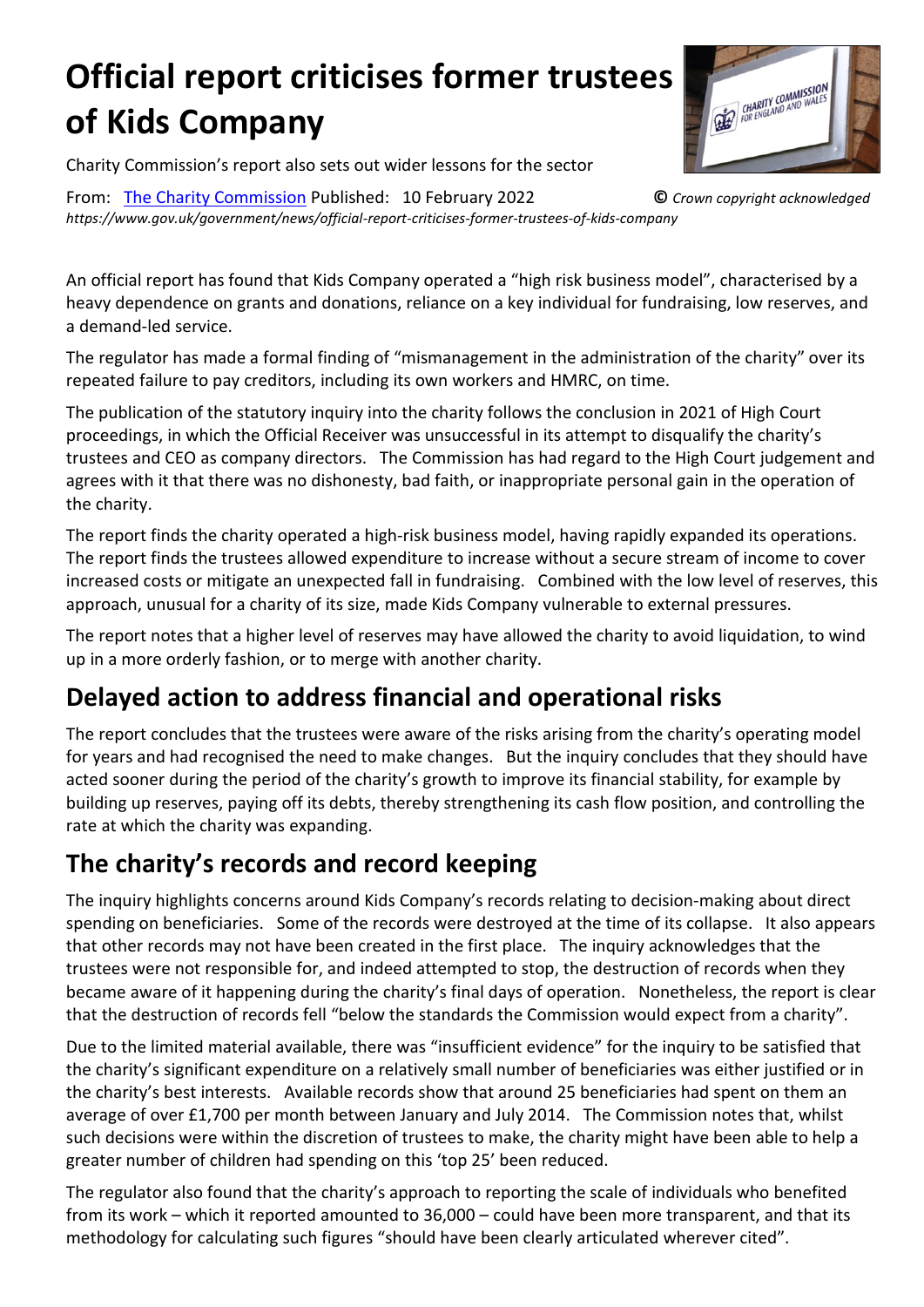# Official report criticises former trustees of Kids Company

Charity Commission's report also sets out wider lessons for the sector

From: [The Charity Commission](https://www.gov.uk/government/organisations/charity-commission) Published: 10 February 2022 **©** *Crown copyright acknowledged*
*https://www.gov.uk/government/news/official-report-criticises-former-trustees-of-kids-company*

An official report has found that Kids Company operated a "high risk business model", characterised by a heavy dependence on grants and donations, reliance on a key individual for fundraising, low reserves, and a demand-led service.

The regulator has made a formal finding of "mismanagement in the administration of the charity" over its repeated failure to pay creditors, including its own workers and HMRC, on time.

The publication of the statutory inquiry into the charity follows the conclusion in 2021 of High Court proceedings, in which the Official Receiver was unsuccessful in its attempt to disqualify the charity's trustees and CEO as company directors. The Commission has had regard to the High Court judgement and agrees with it that there was no dishonesty, bad faith, or inappropriate personal gain in the operation of the charity.

The report finds the charity operated a high-risk business model, having rapidly expanded its operations. The report finds the trustees allowed expenditure to increase without a secure stream of income to cover increased costs or mitigate an unexpected fall in fundraising. Combined with the low level of reserves, this approach, unusual for a charity of its size, made Kids Company vulnerable to external pressures.

The report notes that a higher level of reserves may have allowed the charity to avoid liquidation, to wind up in a more orderly fashion, or to merge with another charity.

## Delayed action to address financial and operational risks

The report concludes that the trustees were aware of the risks arising from the charity's operating model for years and had recognised the need to make changes. But the inquiry concludes that they should have acted sooner during the period of the charity's growth to improve its financial stability, for example by building up reserves, paying off its debts, thereby strengthening its cash flow position, and controlling the rate at which the charity was expanding.

## The charity's records and record keeping

The inquiry highlights concerns around Kids Company's records relating to decision-making about direct spending on beneficiaries. Some of the records were destroyed at the time of its collapse. It also appears that other records may not have been created in the first place. The inquiry acknowledges that the trustees were not responsible for, and indeed attempted to stop, the destruction of records when they became aware of it happening during the charity's final days of operation. Nonetheless, the report is clear that the destruction of records fell "below the standards the Commission would expect from a charity".

Due to the limited material available, there was "insufficient evidence" for the inquiry to be satisfied that the charity's significant expenditure on a relatively small number of beneficiaries was either justified or in the charity's best interests. Available records show that around 25 beneficiaries had spent on them an average of over £1,700 per month between January and July 2014. The Commission notes that, whilst such decisions were within the discretion of trustees to make, the charity might have been able to help a greater number of children had spending on this 'top 25' been reduced.

The regulator also found that the charity's approach to reporting the scale of individuals who benefited from its work – which it reported amounted to 36,000 – could have been more transparent, and that its methodology for calculating such figures "should have been clearly articulated wherever cited".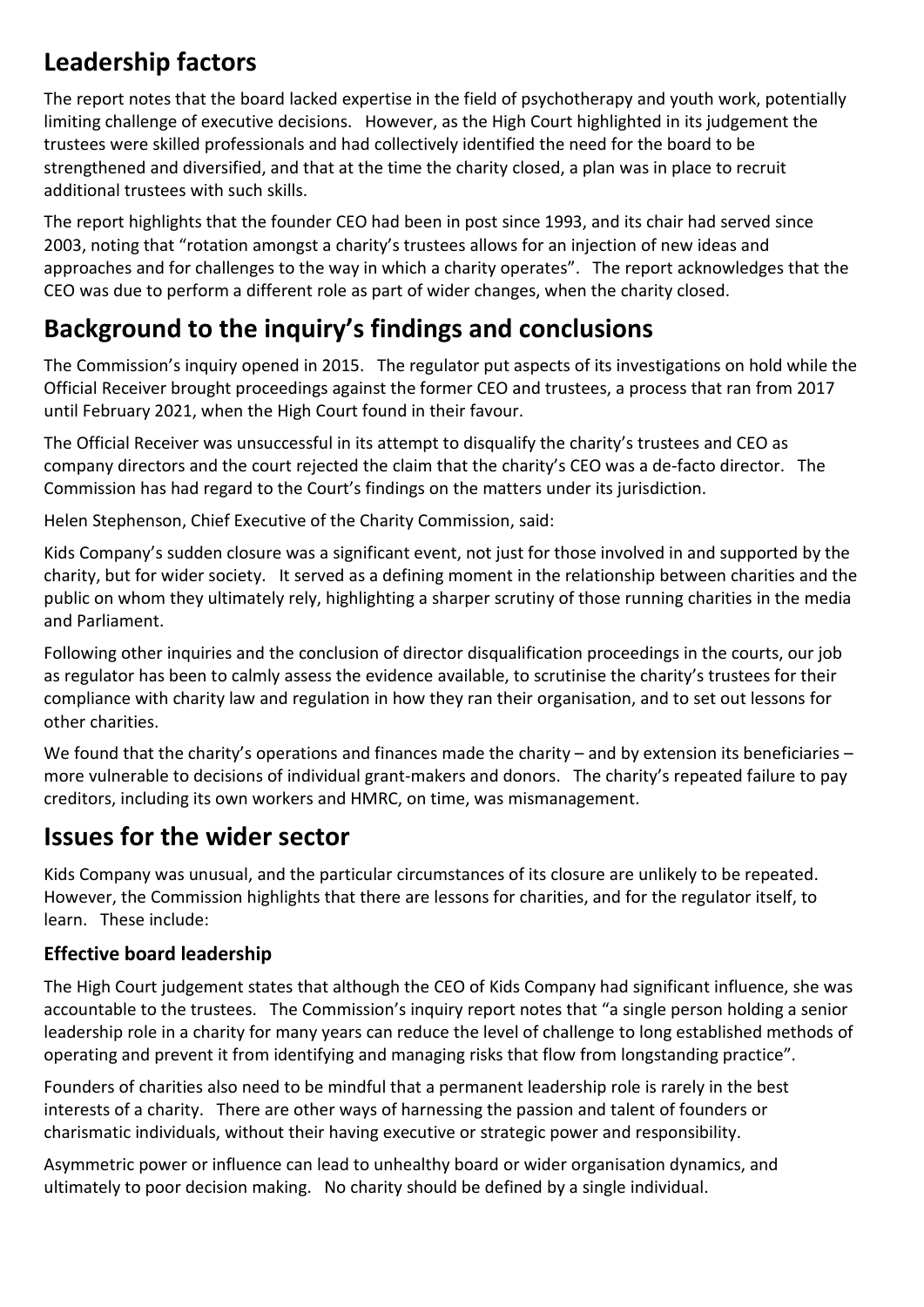## Leadership factors

The report notes that the board lacked expertise in the field of psychotherapy and youth work, potentially limiting challenge of executive decisions. However, as the High Court highlighted in its judgement the trustees were skilled professionals and had collectively identified the need for the board to be strengthened and diversified, and that at the time the charity closed, a plan was in place to recruit additional trustees with such skills.

The report highlights that the founder CEO had been in post since 1993, and its chair had served since 2003, noting that "rotation amongst a charity's trustees allows for an injection of new ideas and approaches and for challenges to the way in which a charity operates". The report acknowledges that the CEO was due to perform a different role as part of wider changes, when the charity closed.

## Background to the inquiry's findings and conclusions

The Commission's inquiry opened in 2015. The regulator put aspects of its investigations on hold while the Official Receiver brought proceedings against the former CEO and trustees, a process that ran from 2017 until February 2021, when the High Court found in their favour.

The Official Receiver was unsuccessful in its attempt to disqualify the charity's trustees and CEO as company directors and the court rejected the claim that the charity's CEO was a de-facto director. The Commission has had regard to the Court's findings on the matters under its jurisdiction.

Helen Stephenson, Chief Executive of the Charity Commission, said:

Kids Company's sudden closure was a significant event, not just for those involved in and supported by the charity, but for wider society. It served as a defining moment in the relationship between charities and the public on whom they ultimately rely, highlighting a sharper scrutiny of those running charities in the media and Parliament.

Following other inquiries and the conclusion of director disqualification proceedings in the courts, our job as regulator has been to calmly assess the evidence available, to scrutinise the charity's trustees for their compliance with charity law and regulation in how they ran their organisation, and to set out lessons for other charities.

We found that the charity's operations and finances made the charity – and by extension its beneficiaries – more vulnerable to decisions of individual grant-makers and donors. The charity's repeated failure to pay creditors, including its own workers and HMRC, on time, was mismanagement.

## Issues for the wider sector

Kids Company was unusual, and the particular circumstances of its closure are unlikely to be repeated. However, the Commission highlights that there are lessons for charities, and for the regulator itself, to learn. These include:

### Effective board leadership

The High Court judgement states that although the CEO of Kids Company had significant influence, she was accountable to the trustees. The Commission's inquiry report notes that "a single person holding a senior leadership role in a charity for many years can reduce the level of challenge to long established methods of operating and prevent it from identifying and managing risks that flow from longstanding practice".

Founders of charities also need to be mindful that a permanent leadership role is rarely in the best interests of a charity. There are other ways of harnessing the passion and talent of founders or charismatic individuals, without their having executive or strategic power and responsibility.

Asymmetric power or influence can lead to unhealthy board or wider organisation dynamics, and ultimately to poor decision making. No charity should be defined by a single individual.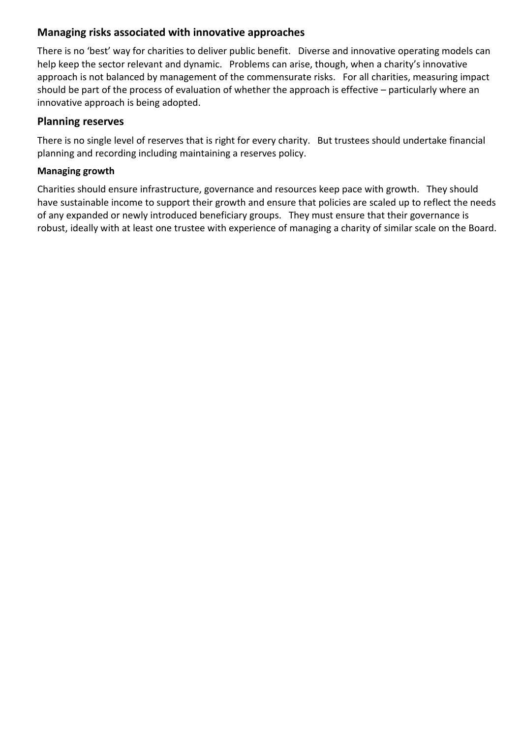## Managing risks associated with innovative approaches

There is no 'best' way for charities to deliver public benefit. Diverse and innovative operating models can help keep the sector relevant and dynamic. Problems can arise, though, when a charity's innovative approach is not balanced by management of the commensurate risks. For all charities, measuring impact should be part of the process of evaluation of whether the approach is effective – particularly where an innovative approach is being adopted.

## Planning reserves

There is no single level of reserves that is right for every charity. But trustees should undertake financial planning and recording including maintaining a reserves policy.

### Managing growth

Charities should ensure infrastructure, governance and resources keep pace with growth. They should have sustainable income to support their growth and ensure that policies are scaled up to reflect the needs of any expanded or newly introduced beneficiary groups. They must ensure that their governance is robust, ideally with at least one trustee with experience of managing a charity of similar scale on the Board.